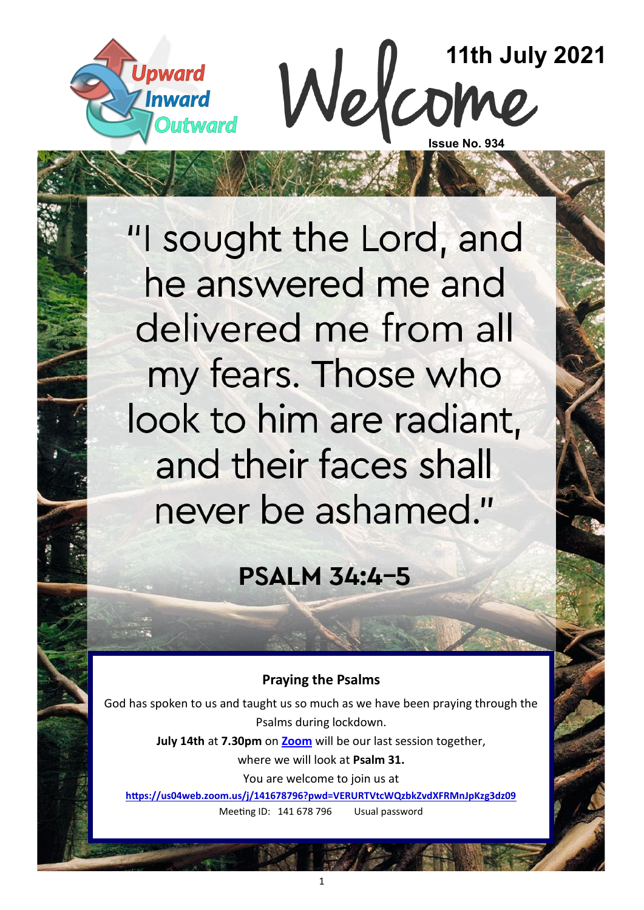Upward Inward Outward

# Welcome

**11th July 2021**

**Issue No. 934**

"I sought the Lord, and he answered me and delivered me from all my fears. Those who look to him are radiant, and their faces shall never be ashamed."

**PSALM 34:4-5**

### Praying the Psalms

God has spoken to us and taught us so much as we have been praying through the Psalms during lockdown.

**July 14th** at **7.30pm** on **Zoom** will be our last session together, where we will look at **Psalm 31.**

You are welcome to join us at

**https://us04web.zoom.us/j/141678796?pwd=VERURTVtcWQzbkZvdXFRMnJpKzg3dz09**

Meeting ID: 141 678 796 Usual password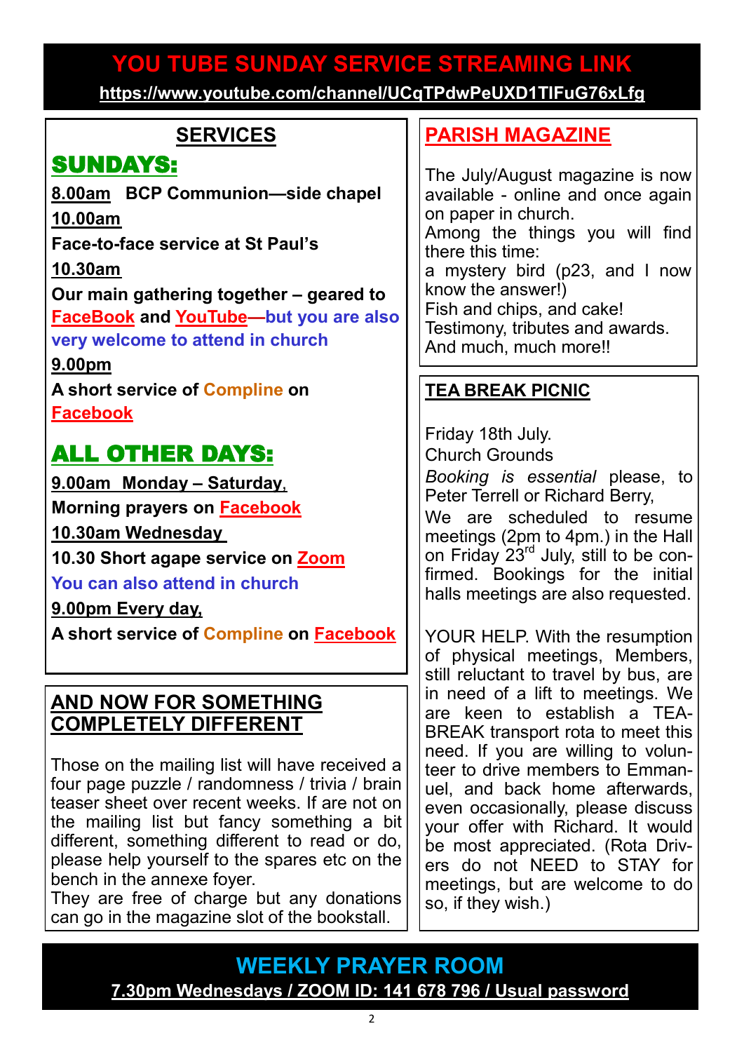# YOU TUBE SUNDAY SERVICE STREAMING LINK

**https://www.youtube.com/channel/UCqTPdwPeUXD1TIFuG76xLfg**

## SERVICES

### SUNDAYS:

**8.00am BCP Communion—side chapel**

**10.00am**

**Face-to-face service at St Paul's**

**10.30am**

**Our main gathering together – geared to FaceBook and YouTube—but you are also very welcome to attend in church**

**9.00pm**

**A short service of Compline on Facebook**

### ALL OTHER DAYS:

**9.00am Monday – Saturday,**

**Morning prayers on Facebook**

**10.30am Wednesday**

**10.30 Short agape service on Zoom**

**You can also attend in church**

**9.00pm Every day,**

**A short service of Compline on Facebook**

## AND NOW FOR SOMETHING COMPLETELY DIFFERENT

Those on the mailing list will have received a four page puzzle / randomness / trivia / brain teaser sheet over recent weeks. If are not on the mailing list but fancy something a bit different, something different to read or do, please help yourself to the spares etc on the bench in the annexe foyer.

They are free of charge but any donations can go in the magazine slot of the bookstall.

## PARISH MAGAZINE

The July/August magazine is now available - online and once again on paper in church.

Among the things you will find there this time:

a mystery bird (p23, and I now know the answer!)

Fish and chips, and cake!

Testimony, tributes and awards.

And much, much more!!

## TEA BREAK PICNIC

Friday 18th July.

Church Grounds

*Booking is essential* please, to Peter Terrell or Richard Berry,

We are scheduled to resume meetings (2pm to 4pm.) in the Hall on Friday 23rd July, still to be confirmed. Bookings for the initial halls meetings are also requested.

YOUR HELP. With the resumption of physical meetings, Members, still reluctant to travel by bus, are in need of a lift to meetings. We are keen to establish a TEA-BREAK transport rota to meet this need. If you are willing to volunteer to drive members to Emmanuel, and back home afterwards, even occasionally, please discuss your offer with Richard. It would be most appreciated. (Rota Drivers do not NEED to STAY for meetings, but are welcome to do so, if they wish.)

## WEEKLY PRAYER ROOM

**7.30pm Wednesdays / ZOOM ID: 141 678 796 / Usual password**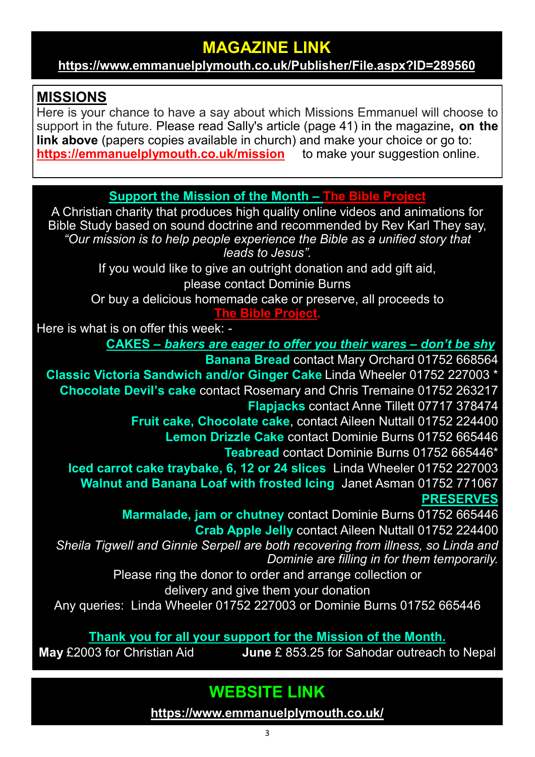## MAGAZINE LINK

**https://www.emmanuelplymouth.co.uk/Publisher/File.aspx?ID=289560**

## MISSIONS

Here is your chance to have a say about which Missions Emmanuel will choose to support in the future. Please read Sally's article (page 41) in the magazine**, on the link above** (papers copies available in church) and make your choice or go to: **https://emmanuelplymouth.co.uk/mission** to make your suggestion online.

### Support the Mission of the Month – The Bible Project

A Christian charity that produces high quality online videos and animations for Bible Study based on sound doctrine and recommended by Rev Karl They say, *"Our mission is to help people experience the Bible as a unified story that leads to Jesus".*

If you would like to give an outright donation and add gift aid, please contact Dominie Burns

Or buy a delicious homemade cake or preserve, all proceeds to **The Bible Project.**

Here is what is on offer this week: -

**CAKES – *bakers are eager to offer you their wares – don't be shy***

**Banana Bread** contact Mary Orchard 01752 668564

**Classic Victoria Sandwich and/or Ginger Cake** Linda Wheeler 01752 227003 *

**Chocolate Devil's cake** contact Rosemary and Chris Tremaine 01752 263217

**Flapjacks** contact Anne Tillett 07717 378474

**Fruit cake, Chocolate cake**, contact Aileen Nuttall 01752 224400

**Lemon Drizzle Cake** contact Dominie Burns 01752 665446

**Teabread** contact Dominie Burns 01752 665446*

**Iced carrot cake traybake, 6, 12 or 24 slices** Linda Wheeler 01752 227003

**Walnut and Banana Loaf with frosted Icing** Janet Asman 01752 771067

**PRESERVES**

**Marmalade, jam or chutney** contact Dominie Burns 01752 665446

**Crab Apple Jelly** contact Aileen Nuttall 01752 224400

*Sheila Tigwell and Ginnie Serpell are both recovering from illness, so Linda and Dominie are filling in for them temporarily.*

Please ring the donor to order and arrange collection or delivery and give them your donation

Any queries: Linda Wheeler 01752 227003 or Dominie Burns 01752 665446

**Thank you for all your support for the Mission of the Month.**

**May** £2003 for Christian Aid

**June** £ 853.25 for Sahodar outreach to Nepal

## WEBSITE LINK

**https://www.emmanuelplymouth.co.uk/**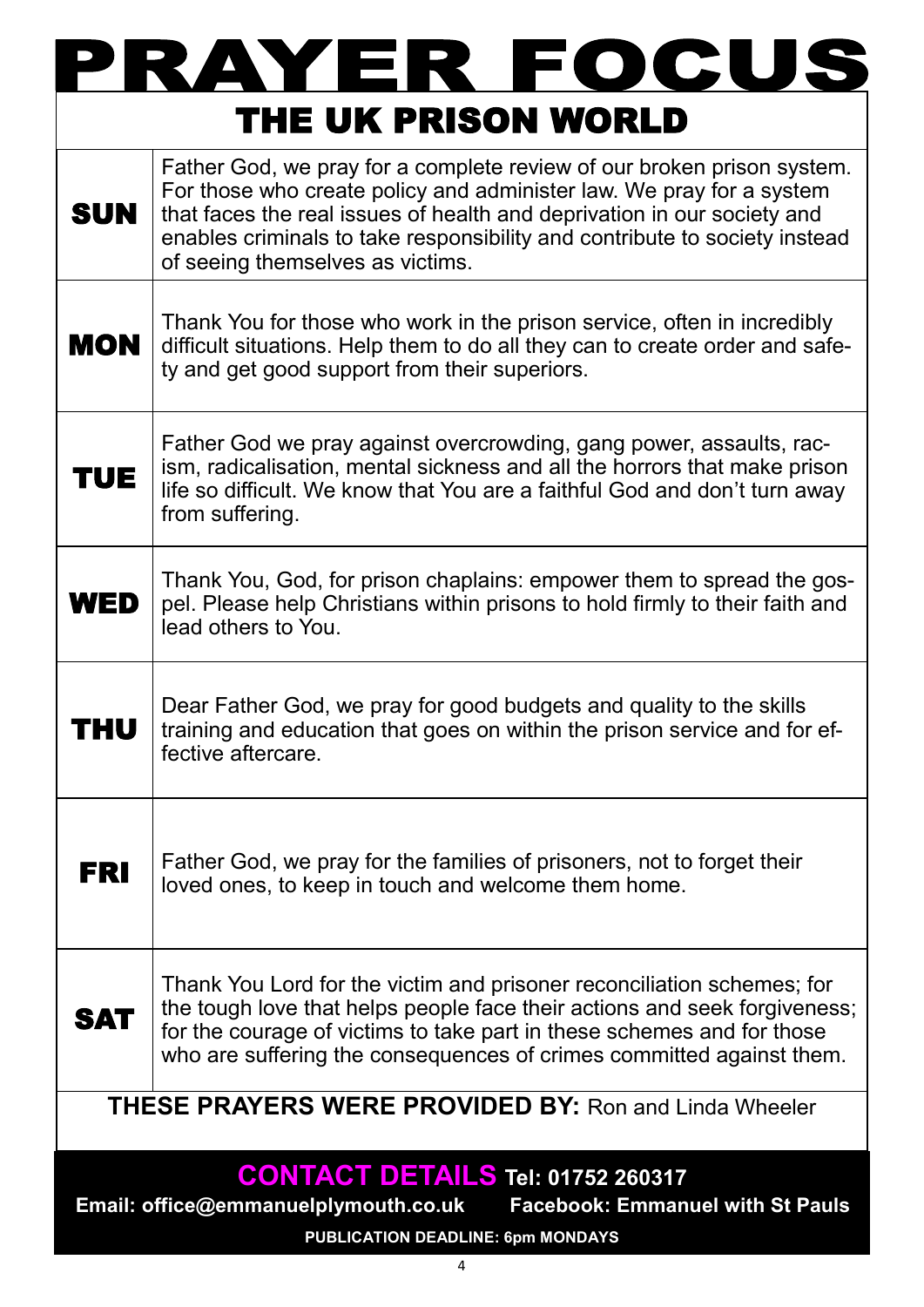# PRAYER FOCUS

## THE UK PRISON WORLD

| | |
|---|---|
| **SUN** | Father God, we pray for a complete review of our broken prison system. For those who create policy and administer law. We pray for a system that faces the real issues of health and deprivation in our society and enables criminals to take responsibility and contribute to society instead of seeing themselves as victims. |
| **MON** | Thank You for those who work in the prison service, often in incredibly difficult situations. Help them to do all they can to create order and safety and get good support from their superiors. |
| **TUE** | Father God we pray against overcrowding, gang power, assaults, racism, radicalisation, mental sickness and all the horrors that make prison life so difficult. We know that You are a faithful God and don't turn away from suffering. |
| **WED** | Thank You, God, for prison chaplains: empower them to spread the gospel. Please help Christians within prisons to hold firmly to their faith and lead others to You. |
| **THU** | Dear Father God, we pray for good budgets and quality to the skills training and education that goes on within the prison service and for effective aftercare. |
| **FRI** | Father God, we pray for the families of prisoners, not to forget their loved ones, to keep in touch and welcome them home. |
| **SAT** | Thank You Lord for the victim and prisoner reconciliation schemes; for the tough love that helps people face their actions and seek forgiveness; for the courage of victims to take part in these schemes and for those who are suffering the consequences of crimes committed against them. |

**THESE PRAYERS WERE PROVIDED BY:** Ron and Linda Wheeler

**CONTACT DETAILS Tel: 01752 260317**

**Email: office@emmanuelplymouth.co.uk** **Facebook: Emmanuel with St Pauls**

**PUBLICATION DEADLINE: 6pm MONDAYS**